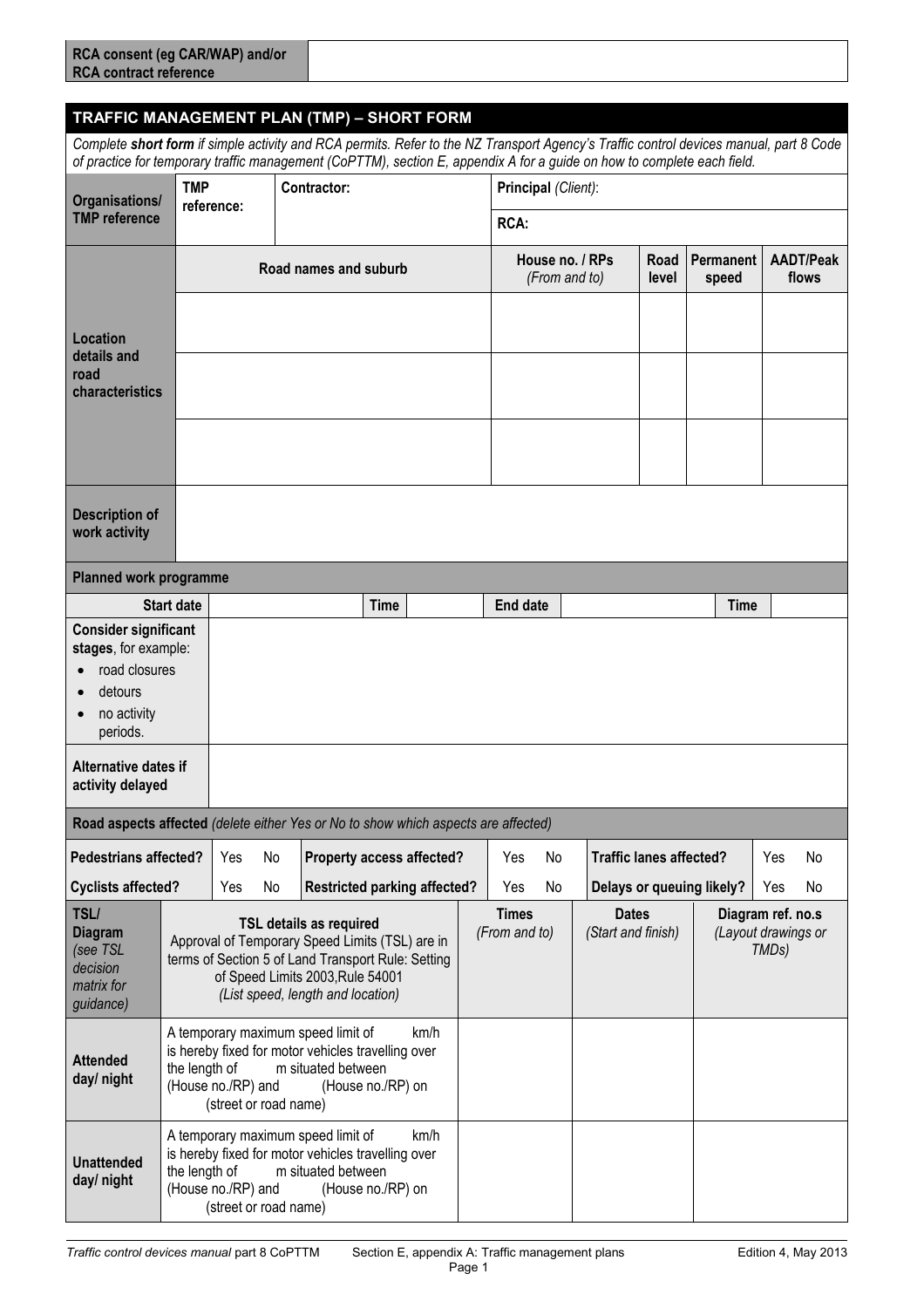| RCA consent (eg CAR/WAP) and/or RCA contract reference | |
|---|---|

## TRAFFIC MANAGEMENT PLAN (TMP) – SHORT FORM

*Complete **short form** if simple activity and RCA permits. Refer to the NZ Transport Agency's Traffic control devices manual, part 8 Code of practice for temporary traffic management (CoPTTM), section E, appendix A for a guide on how to complete each field.*

| **Organisations/ TMP reference** | **TMP reference:** | **Contractor:** | **Principal** *(Client)*: |
|---|---|---|---|
| | | | **RCA:** |

| **Location details and road characteristics** | **Road names and suburb** | **House no. / RPs** *(From and to)* | **Road level** | **Permanent speed** | **AADT/Peak flows** |
|---|---|---|---|---|---|
| | | | | | |
| | | | | | |
| | | | | | |

| **Description of work activity** | |
|---|---|

**Planned work programme**

| **Start date** | | **Time** | | **End date** | | **Time** | |
|---|---|---|---|---|---|---|---|

| | |
|---|---|
| **Consider significant stages**, for example: <br>• road closures <br>• detours <br>• no activity periods. | |
| **Alternative dates if activity delayed** | |

**Road aspects affected** *(delete either Yes or No to show which aspects are affected)*

| | | | | | | | | | | | |
|---|---|---|---|---|---|---|---|---|---|---|---|
| **Pedestrians affected?** | Yes | No | **Property access affected?** | Yes | No | **Traffic lanes affected?** | Yes | No |
| **Cyclists affected?** | Yes | No | **Restricted parking affected?** | Yes | No | **Delays or queuing likely?** | Yes | No |

| **TSL/ Diagram** *(see TSL decision matrix for guidance)* | **TSL details as required** <br>Approval of Temporary Speed Limits (TSL) are in terms of Section 5 of Land Transport Rule: Setting of Speed Limits 2003,Rule 54001 <br>*(List speed, length and location)* | **Times** *(From and to)* | **Dates** *(Start and finish)* | **Diagram ref. no.s** *(Layout drawings or TMDs)* |
|---|---|---|---|---|
| **Attended day/ night** | A temporary maximum speed limit of km/h is hereby fixed for motor vehicles travelling over the length of m situated between (House no./RP) and (House no./RP) on (street or road name) | | | |
| **Unattended day/ night** | A temporary maximum speed limit of km/h is hereby fixed for motor vehicles travelling over the length of m situated between (House no./RP) and (House no./RP) on (street or road name) | | | |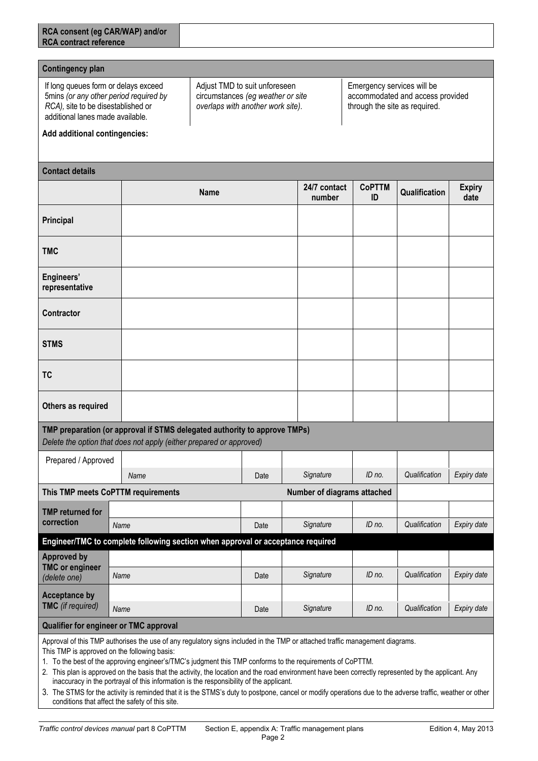| | |
|---|---|
| **RCA consent (eg CAR/WAP) and/or RCA contract reference** | |

## Contingency plan

| | | |
|---|---|---|
| If long queues form or delays exceed 5mins *(or any other period required by RCA)*, site to be disestablished or additional lanes made available. | Adjust TMD to suit unforeseen circumstances *(eg weather or site overlaps with another work site)*. | Emergency services will be accommodated and access provided through the site as required. |

**Add additional contingencies:**

## Contact details

| | Name | 24/7 contact number | CoPTTM ID | Qualification | Expiry date |
|---|---|---|---|---|---|
| **Principal** | | | | | |
| **TMC** | | | | | |
| **Engineers' representative** | | | | | |
| **Contractor** | | | | | |
| **STMS** | | | | | |
| **TC** | | | | | |
| **Others as required** | | | | | |

## TMP preparation (or approval if STMS delegated authority to approve TMPs)

*Delete the option that does not apply (either prepared or approved)*

| | | | | | | |
|---|---|---|---|---|---|---|
| Prepared / Approved | | | | | | |
| | *Name* | Date | *Signature* | *ID no.* | *Qualification* | *Expiry date* |
| **This TMP meets CoPTTM requirements** | | | **Number of diagrams attached** | | | |
| **TMP returned for correction** | | | | | | |
| | *Name* | Date | *Signature* | *ID no.* | *Qualification* | *Expiry date* |

## Engineer/TMC to complete following section when approval or acceptance required

| | | | | | | |
|---|---|---|---|---|---|---|
| **Approved by TMC or engineer** *(delete one)* | | | | | | |
| | *Name* | Date | *Signature* | *ID no.* | *Qualification* | *Expiry date* |
| **Acceptance by TMC** *(if required)* | | | | | | |
| | *Name* | Date | *Signature* | *ID no.* | *Qualification* | *Expiry date* |

## Qualifier for engineer or TMC approval

Approval of this TMP authorises the use of any regulatory signs included in the TMP or attached traffic management diagrams.

This TMP is approved on the following basis:

1. To the best of the approving engineer's/TMC's judgment this TMP conforms to the requirements of CoPTTM.
2. This plan is approved on the basis that the activity, the location and the road environment have been correctly represented by the applicant. Any inaccuracy in the portrayal of this information is the responsibility of the applicant.
3. The STMS for the activity is reminded that it is the STMS's duty to postpone, cancel or modify operations due to the adverse traffic, weather or other conditions that affect the safety of this site.